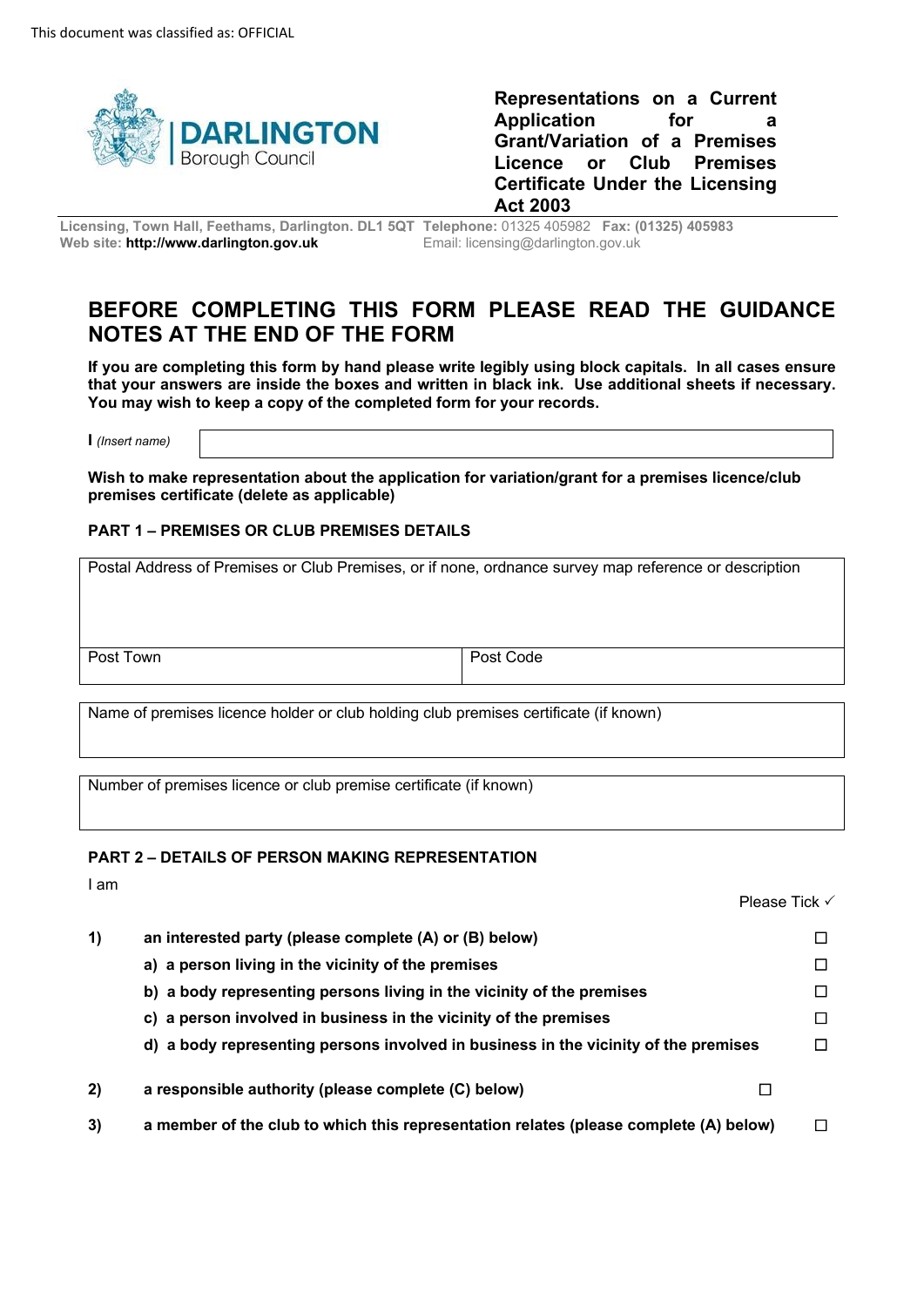This document was classified as: OFFICIAL

DARLINGTON Borough Council

# Representations on a Current Application for a Grant/Variation of a Premises Licence or Club Premises Certificate Under the Licensing Act 2003

Licensing, Town Hall, Feethams, Darlington. DL1 5QT **Telephone:** 01325 405982 **Fax: (01325) 405983**
Web site: **http://www.darlington.gov.uk** Email: licensing@darlington.gov.uk

## BEFORE COMPLETING THIS FORM PLEASE READ THE GUIDANCE NOTES AT THE END OF THE FORM

**If you are completing this form by hand please write legibly using block capitals. In all cases ensure that your answers are inside the boxes and written in black ink. Use additional sheets if necessary. You may wish to keep a copy of the completed form for your records.**

**I** *(Insert name)*

| |
|---|
| |

**Wish to make representation about the application for variation/grant for a premises licence/club premises certificate (delete as applicable)**

### PART 1 – PREMISES OR CLUB PREMISES DETAILS

| Postal Address of Premises or Club Premises, or if none, ordnance survey map reference or description | |
|---|---|
| Post Town | Post Code |

| Name of premises licence holder or club holding club premises certificate (if known) |
|---|
| |

| Number of premises licence or club premise certificate (if known) |
|---|
| |

### PART 2 – DETAILS OF PERSON MAKING REPRESENTATION

I am

Please Tick ✓

| | | |
|---|---|---|
| **1)** | **an interested party (please complete (A) or (B) below)** | ☐ |
| | **a) a person living in the vicinity of the premises** | ☐ |
| | **b) a body representing persons living in the vicinity of the premises** | ☐ |
| | **c) a person involved in business in the vicinity of the premises** | ☐ |
| | **d) a body representing persons involved in business in the vicinity of the premises** | ☐ |
| **2)** | **a responsible authority (please complete (C) below)** | ☐ |
| **3)** | **a member of the club to which this representation relates (please complete (A) below)** | ☐ |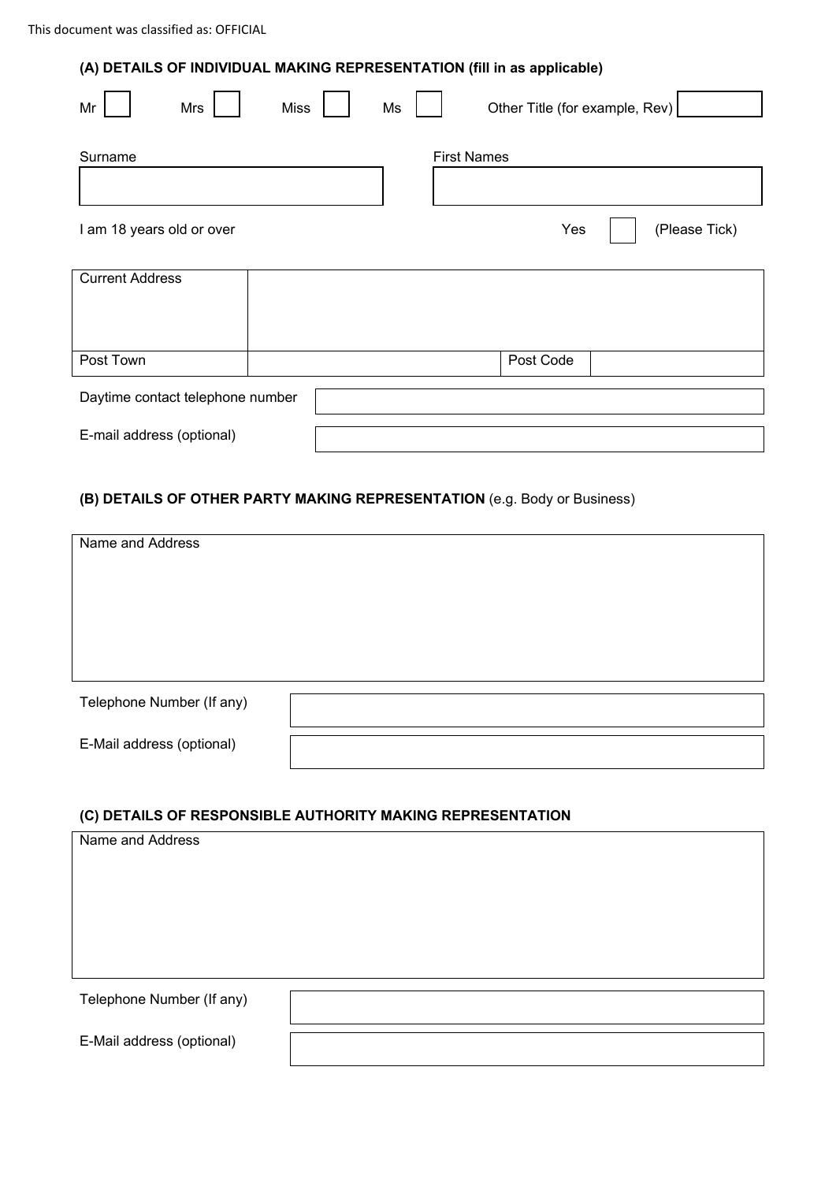This document was classified as: OFFICIAL

### (A) DETAILS OF INDIVIDUAL MAKING REPRESENTATION (fill in as applicable)

Mr ☐ Mrs ☐ Miss ☐ Ms ☐ Other Title (for example, Rev) ☐

| Surname | First Names |
| --- | --- |
| | |

I am 18 years old or over — Yes ☐ (Please Tick)

| Current Address | | | |
| --- | --- | --- | --- |
| Post Town | | Post Code | |

| Daytime contact telephone number | |
| --- | --- |
| E-mail address (optional) | |

### (B) DETAILS OF OTHER PARTY MAKING REPRESENTATION (e.g. Body or Business)

| Name and Address |
| --- |
| |

| Telephone Number (If any) | |
| --- | --- |
| E-Mail address (optional) | |

### (C) DETAILS OF RESPONSIBLE AUTHORITY MAKING REPRESENTATION

| Name and Address |
| --- |
| |

| Telephone Number (If any) | |
| --- | --- |
| E-Mail address (optional) | |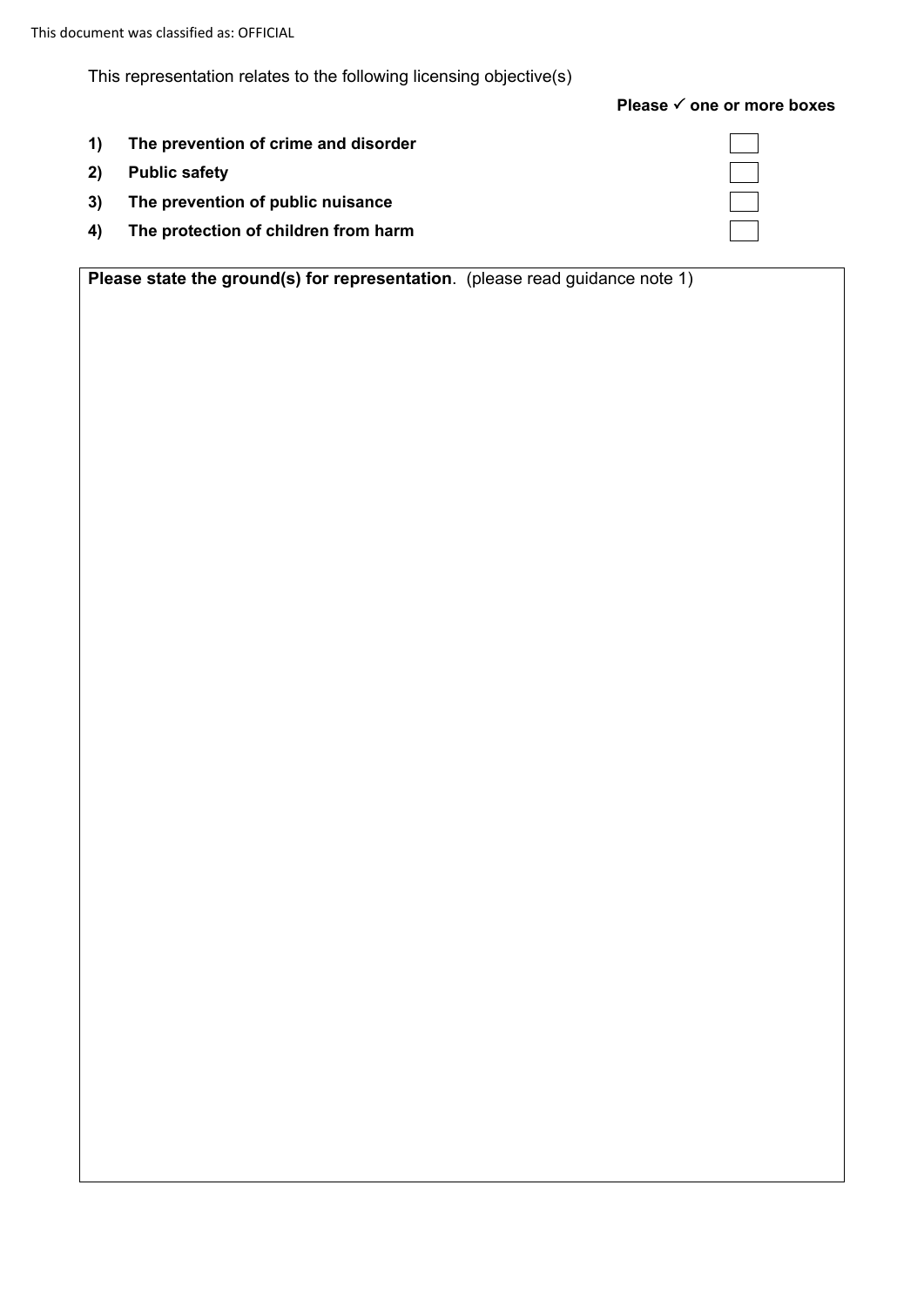This representation relates to the following licensing objective(s)

**Please ✓ one or more boxes**

| | | |
|---|---|---|
| **1)** | **The prevention of crime and disorder** | ☐ |
| **2)** | **Public safety** | ☐ |
| **3)** | **The prevention of public nuisance** | ☐ |
| **4)** | **The protection of children from harm** | ☐ |

**Please state the ground(s) for representation**. (please read guidance note 1)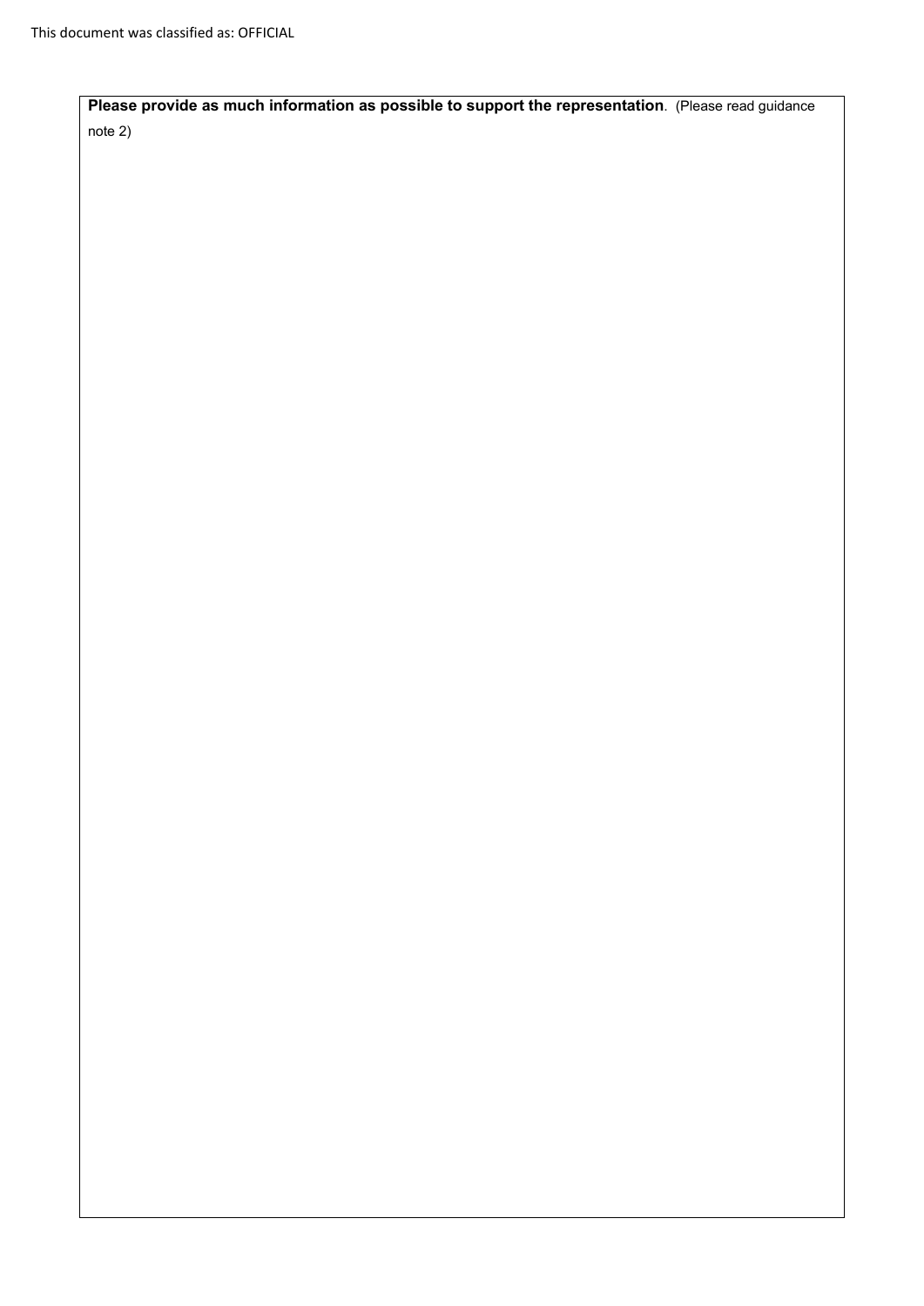This document was classified as: OFFICIAL

| **Please provide as much information as possible to support the representation**. (Please read guidance note 2) |
| --- |
| |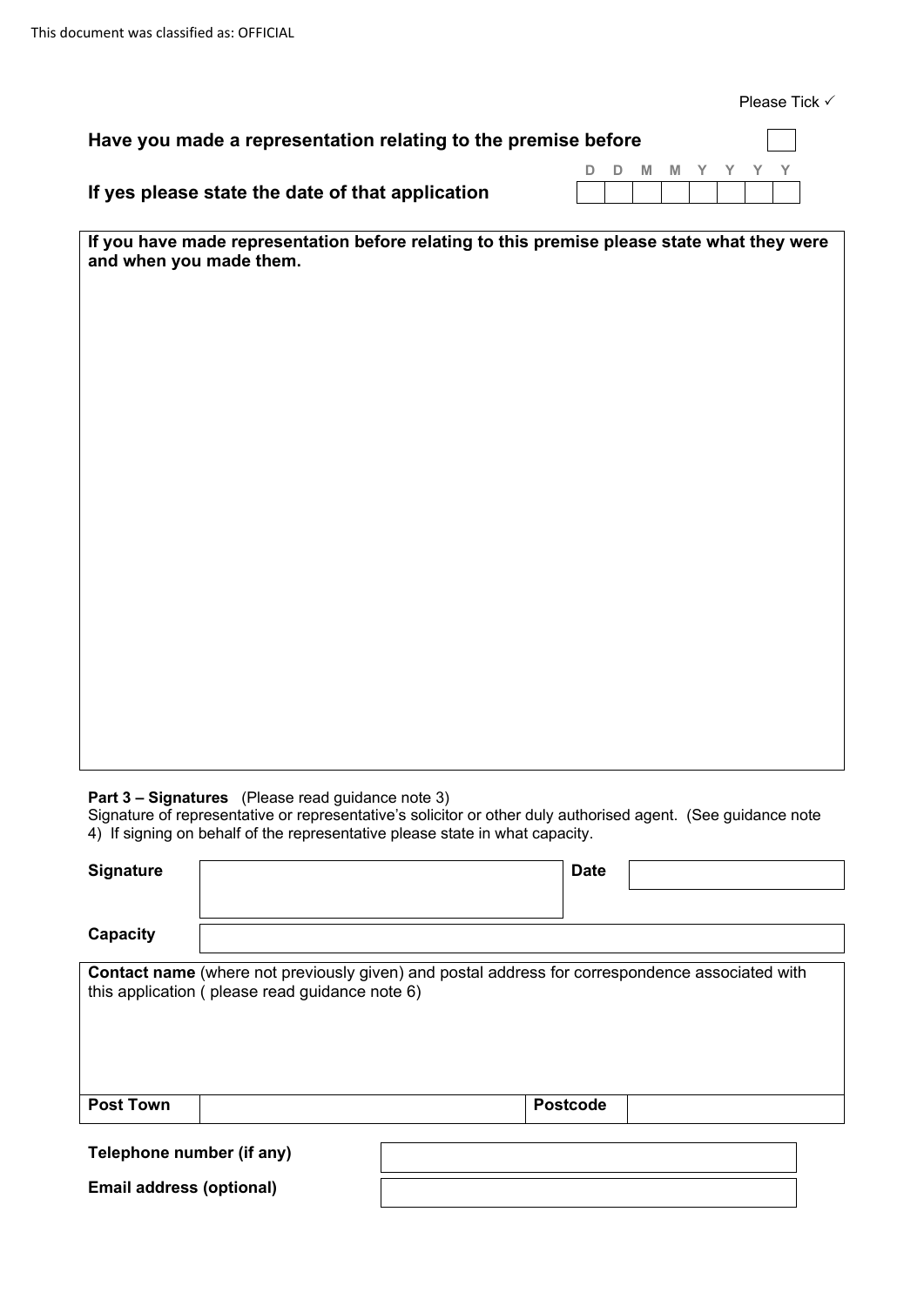This document was classified as: OFFICIAL

Please Tick ✓

| | |
|---|---|
| **Have you made a representation relating to the premise before** | ☐ |
| **If yes please state the date of that application** | D D M M Y Y Y Y |

**If you have made representation before relating to this premise please state what they were and when you made them.**

**Part 3 – Signatures** (Please read guidance note 3)
Signature of representative or representative's solicitor or other duly authorised agent. (See guidance note 4) If signing on behalf of the representative please state in what capacity.

| | | | |
|---|---|---|---|
| **Signature** | | **Date** | |
| **Capacity** | | | |

**Contact name** (where not previously given) and postal address for correspondence associated with this application ( please read guidance note 6)

| | | | |
|---|---|---|---|
| **Post Town** | | **Postcode** | |

| | |
|---|---|
| **Telephone number (if any)** | |
| **Email address (optional)** | |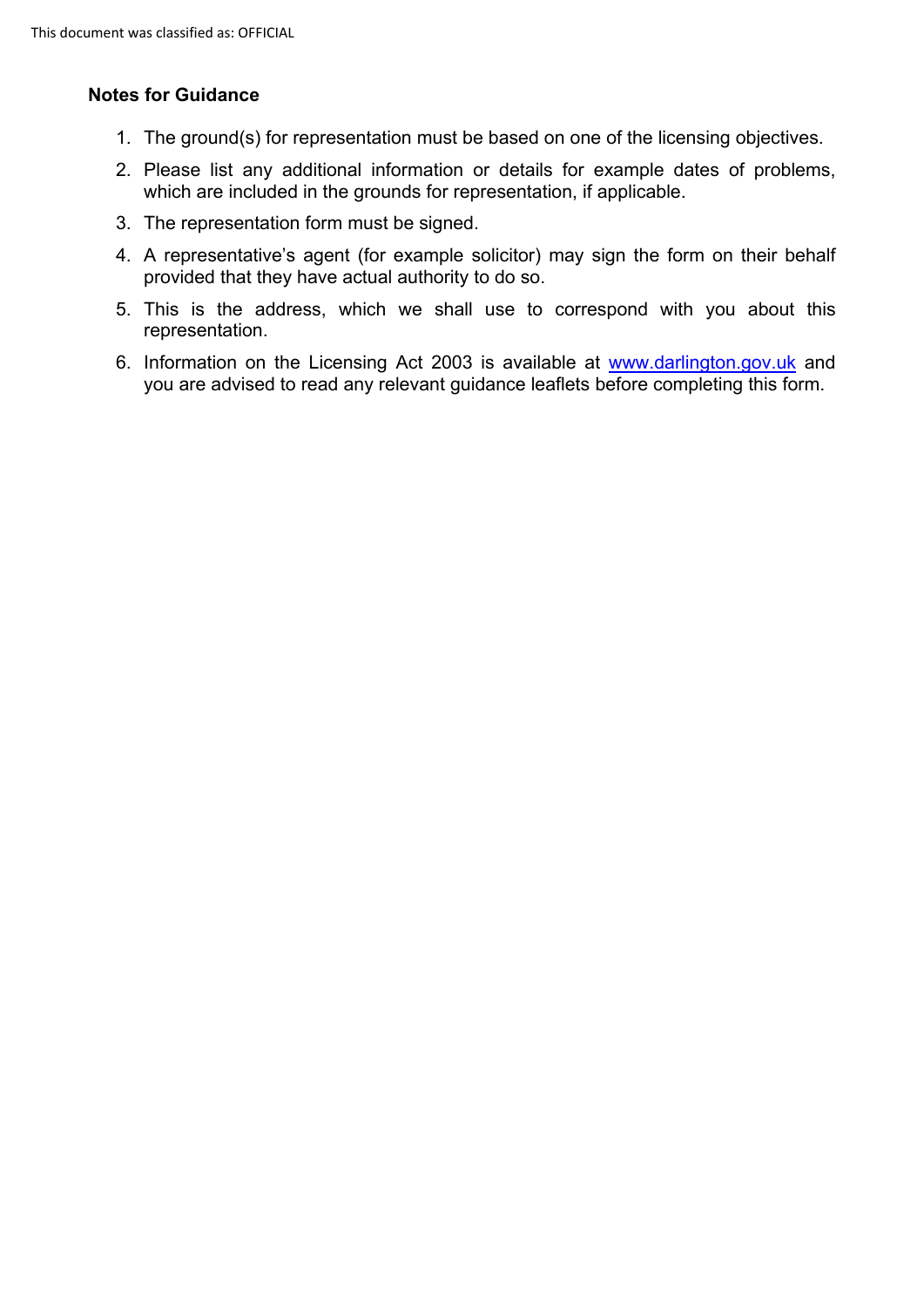**Notes for Guidance**

1. The ground(s) for representation must be based on one of the licensing objectives.
2. Please list any additional information or details for example dates of problems, which are included in the grounds for representation, if applicable.
3. The representation form must be signed.
4. A representative's agent (for example solicitor) may sign the form on their behalf provided that they have actual authority to do so.
5. This is the address, which we shall use to correspond with you about this representation.
6. Information on the Licensing Act 2003 is available at [www.darlington.gov.uk](http://www.darlington.gov.uk) and you are advised to read any relevant guidance leaflets before completing this form.